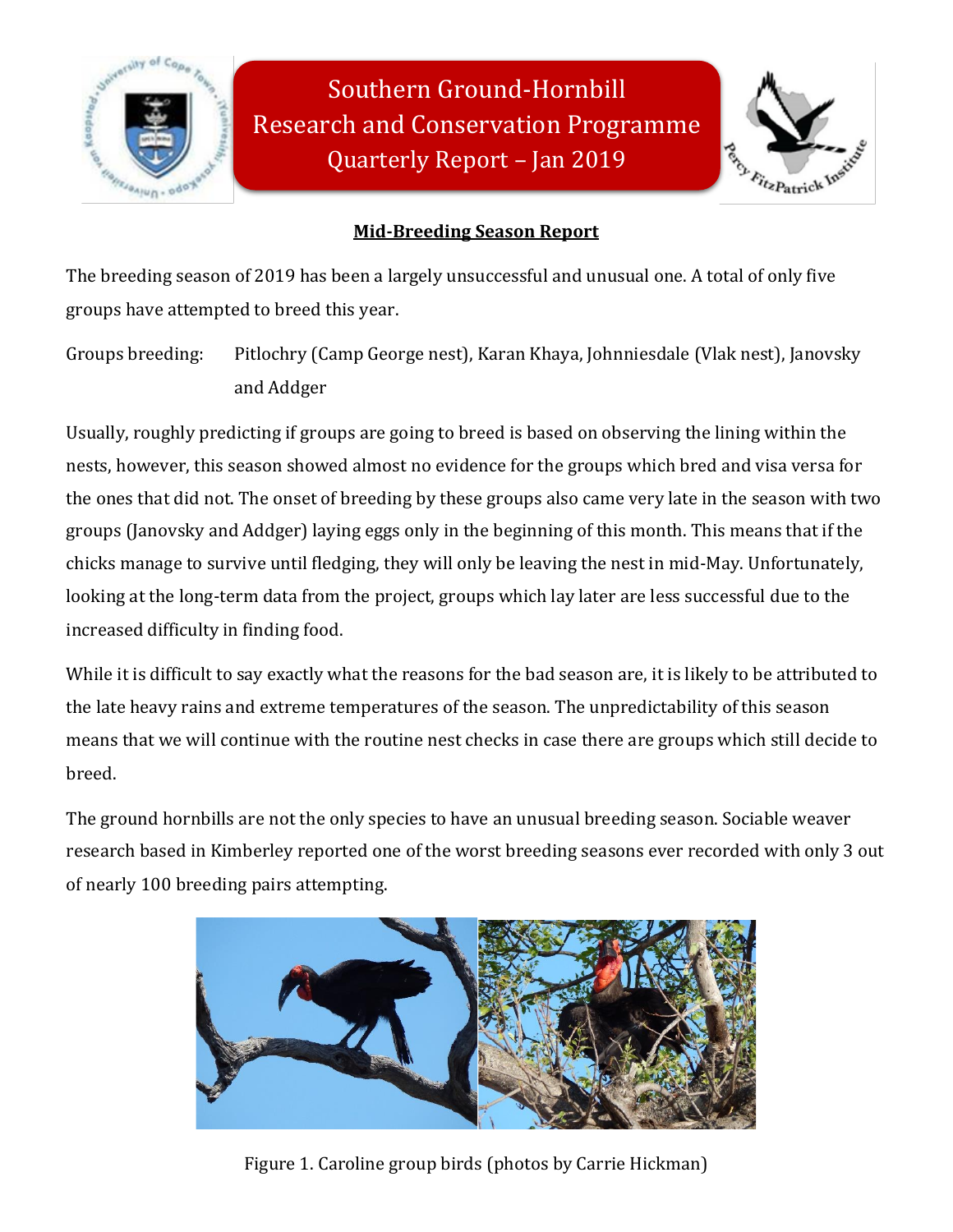# Southern Ground-Hornbill Research and Conservation Programme Quarterly Report – Jan 2019

## Mid-Breeding Season Report

The breeding season of 2019 has been a largely unsuccessful and unusual one. A total of only five groups have attempted to breed this year.

Groups breeding: Pitlochry (Camp George nest), Karan Khaya, Johnniesdale (Vlak nest), Janovsky and Addger

Usually, roughly predicting if groups are going to breed is based on observing the lining within the nests, however, this season showed almost no evidence for the groups which bred and visa versa for the ones that did not. The onset of breeding by these groups also came very late in the season with two groups (Janovsky and Addger) laying eggs only in the beginning of this month. This means that if the chicks manage to survive until fledging, they will only be leaving the nest in mid-May. Unfortunately, looking at the long-term data from the project, groups which lay later are less successful due to the increased difficulty in finding food.

While it is difficult to say exactly what the reasons for the bad season are, it is likely to be attributed to the late heavy rains and extreme temperatures of the season. The unpredictability of this season means that we will continue with the routine nest checks in case there are groups which still decide to breed.

The ground hornbills are not the only species to have an unusual breeding season. Sociable weaver research based in Kimberley reported one of the worst breeding seasons ever recorded with only 3 out of nearly 100 breeding pairs attempting.

Figure 1. Caroline group birds (photos by Carrie Hickman)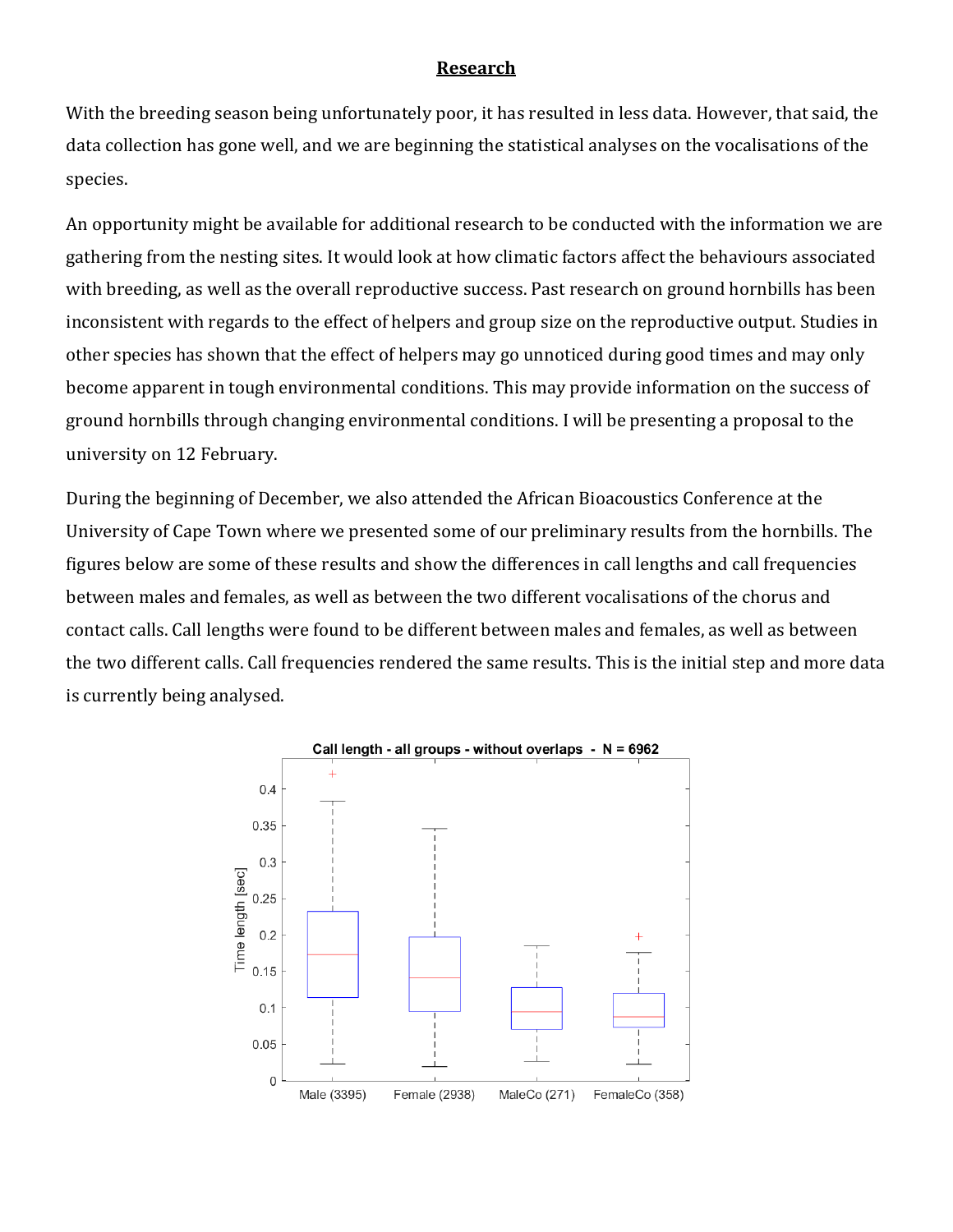# Research

With the breeding season being unfortunately poor, it has resulted in less data. However, that said, the data collection has gone well, and we are beginning the statistical analyses on the vocalisations of the species.

An opportunity might be available for additional research to be conducted with the information we are gathering from the nesting sites. It would look at how climatic factors affect the behaviours associated with breeding, as well as the overall reproductive success. Past research on ground hornbills has been inconsistent with regards to the effect of helpers and group size on the reproductive output. Studies in other species has shown that the effect of helpers may go unnoticed during good times and may only become apparent in tough environmental conditions. This may provide information on the success of ground hornbills through changing environmental conditions. I will be presenting a proposal to the university on 12 February.

During the beginning of December, we also attended the African Bioacoustics Conference at the University of Cape Town where we presented some of our preliminary results from the hornbills. The figures below are some of these results and show the differences in call lengths and call frequencies between males and females, as well as between the two different vocalisations of the chorus and contact calls. Call lengths were found to be different between males and females, as well as between the two different calls. Call frequencies rendered the same results. This is the initial step and more data is currently being analysed.

Call length - all groups - without overlaps - N = 6962

Time length [sec]

Male (3395) Female (2938) MaleCo (271) FemaleCo (358)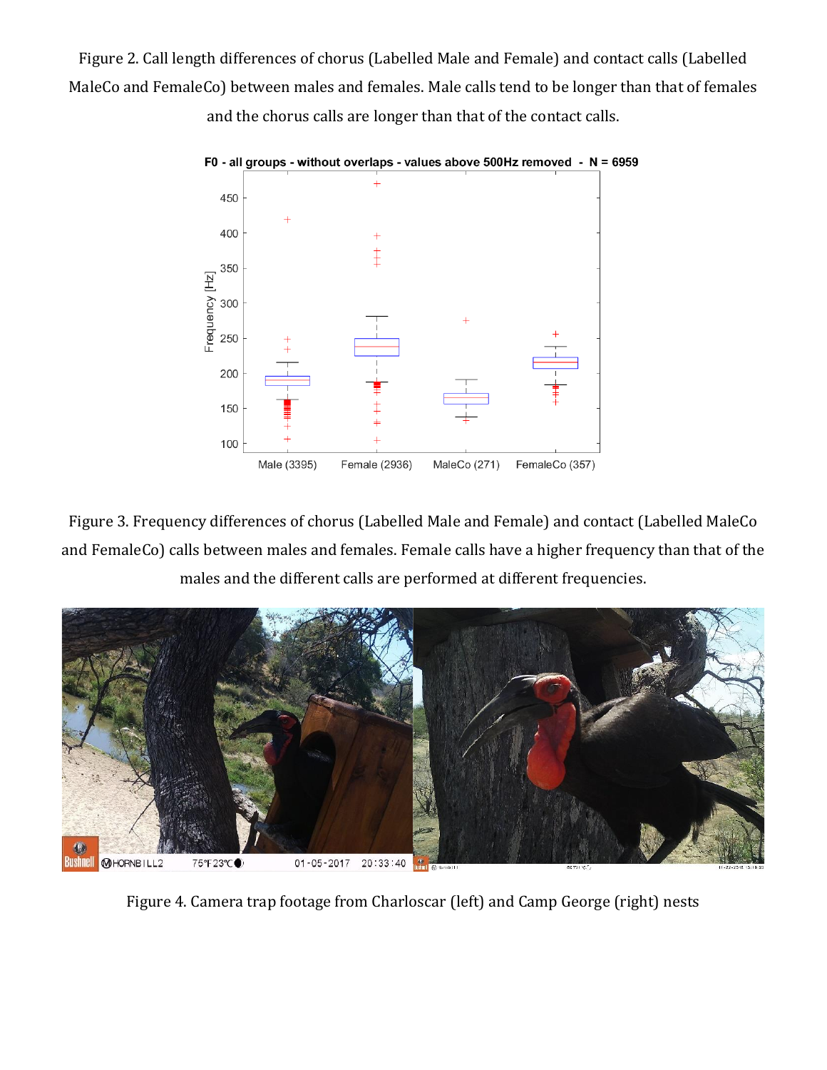Figure 2. Call length differences of chorus (Labelled Male and Female) and contact calls (Labelled MaleCo and FemaleCo) between males and females. Male calls tend to be longer than that of females and the chorus calls are longer than that of the contact calls.

Figure 3. Frequency differences of chorus (Labelled Male and Female) and contact (Labelled MaleCo and FemaleCo) calls between males and females. Female calls have a higher frequency than that of the males and the different calls are performed at different frequencies.

Figure 4. Camera trap footage from Charloscar (left) and Camp George (right) nests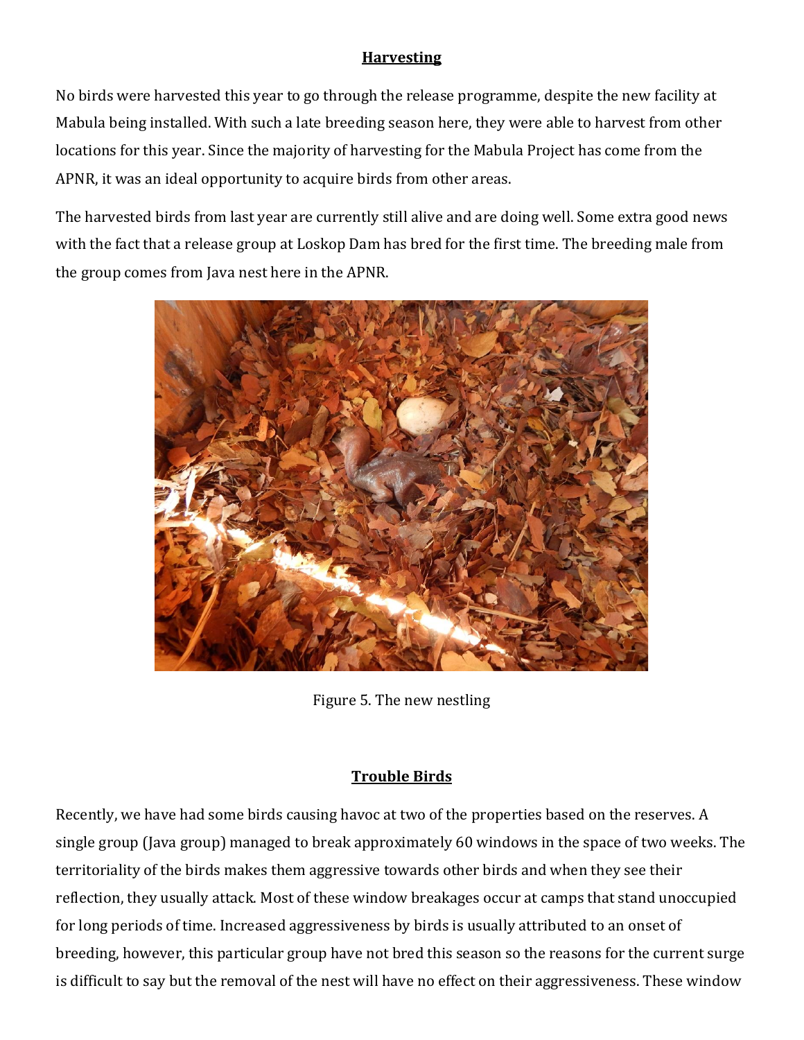## Harvesting

No birds were harvested this year to go through the release programme, despite the new facility at Mabula being installed. With such a late breeding season here, they were able to harvest from other locations for this year. Since the majority of harvesting for the Mabula Project has come from the APNR, it was an ideal opportunity to acquire birds from other areas.

The harvested birds from last year are currently still alive and are doing well. Some extra good news with the fact that a release group at Loskop Dam has bred for the first time. The breeding male from the group comes from Java nest here in the APNR.

Figure 5. The new nestling

## Trouble Birds

Recently, we have had some birds causing havoc at two of the properties based on the reserves. A single group (Java group) managed to break approximately 60 windows in the space of two weeks. The territoriality of the birds makes them aggressive towards other birds and when they see their reflection, they usually attack. Most of these window breakages occur at camps that stand unoccupied for long periods of time. Increased aggressiveness by birds is usually attributed to an onset of breeding, however, this particular group have not bred this season so the reasons for the current surge is difficult to say but the removal of the nest will have no effect on their aggressiveness. These window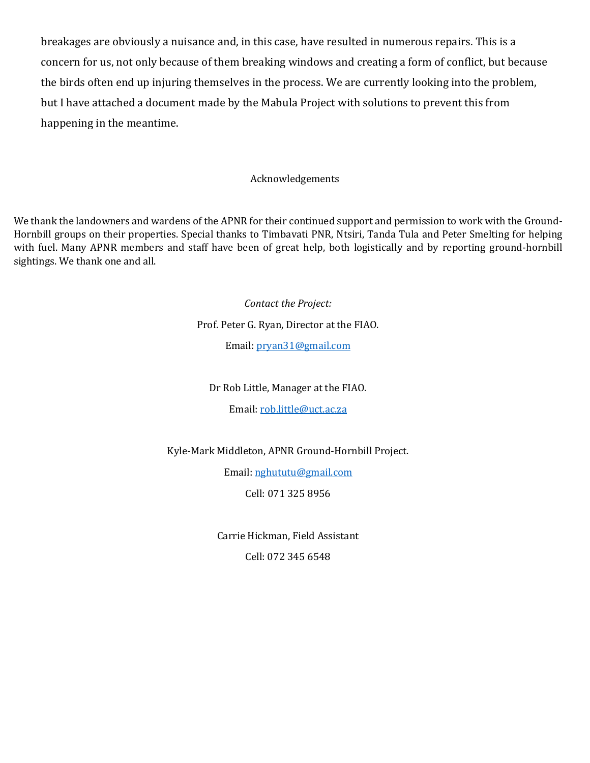breakages are obviously a nuisance and, in this case, have resulted in numerous repairs. This is a concern for us, not only because of them breaking windows and creating a form of conflict, but because the birds often end up injuring themselves in the process. We are currently looking into the problem, but I have attached a document made by the Mabula Project with solutions to prevent this from happening in the meantime.

## Acknowledgements

We thank the landowners and wardens of the APNR for their continued support and permission to work with the Ground-Hornbill groups on their properties. Special thanks to Timbavati PNR, Ntsiri, Tanda Tula and Peter Smelting for helping with fuel. Many APNR members and staff have been of great help, both logistically and by reporting ground-hornbill sightings. We thank one and all.

*Contact the Project:*

Prof. Peter G. Ryan, Director at the FIAO.

Email: pryan31@gmail.com

Dr Rob Little, Manager at the FIAO.

Email: rob.little@uct.ac.za

Kyle-Mark Middleton, APNR Ground-Hornbill Project.

Email: nghututu@gmail.com

Cell: 071 325 8956

Carrie Hickman, Field Assistant

Cell: 072 345 6548